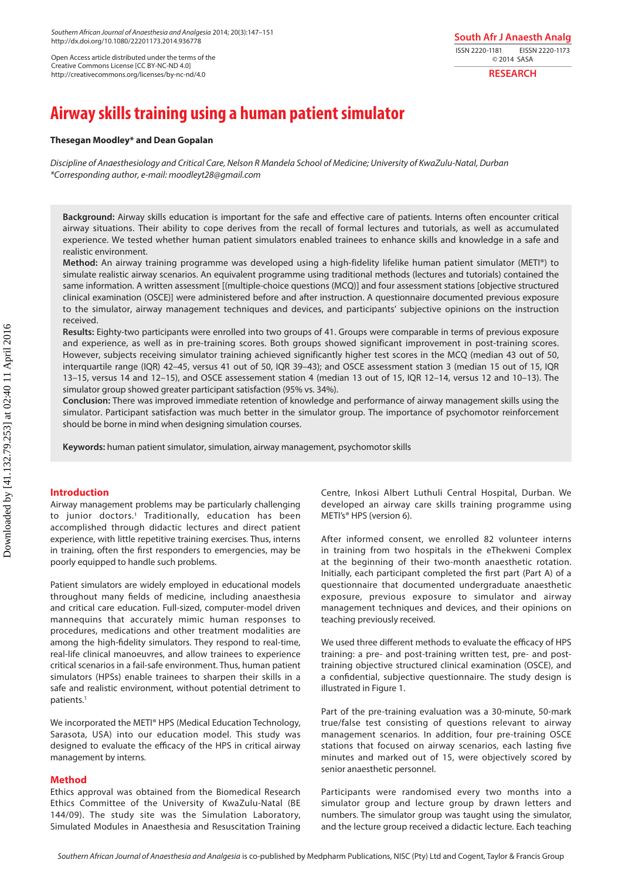Open Access article distributed under the terms of the Creative Commons License [CC BY-NC-ND 4.0] http://creativecommons.org/licenses/by-nc-nd/4.0

South Afr J Anaesth Analg
ISSN 2220-1181 EISSN 2220-1173
© 2014 SASA

**RESEARCH**

# Airway skills training using a human patient simulator

**Thesegan Moodley* and Dean Gopalan**

*Discipline of Anaesthesiology and Critical Care, Nelson R Mandela School of Medicine; University of KwaZulu-Natal, Durban*
*\*Corresponding author, e-mail: moodleyt28@gmail.com*

**Background:** Airway skills education is important for the safe and effective care of patients. Interns often encounter critical airway situations. Their ability to cope derives from the recall of formal lectures and tutorials, as well as accumulated experience. We tested whether human patient simulators enabled trainees to enhance skills and knowledge in a safe and realistic environment.
**Method:** An airway training programme was developed using a high-fidelity lifelike human patient simulator (METI®) to simulate realistic airway scenarios. An equivalent programme using traditional methods (lectures and tutorials) contained the same information. A written assessment [(multiple-choice questions (MCQ)] and four assessment stations [objective structured clinical examination (OSCE)] were administered before and after instruction. A questionnaire documented previous exposure to the simulator, airway management techniques and devices, and participants' subjective opinions on the instruction received.
**Results:** Eighty-two participants were enrolled into two groups of 41. Groups were comparable in terms of previous exposure and experience, as well as in pre-training scores. Both groups showed significant improvement in post-training scores. However, subjects receiving simulator training achieved significantly higher test scores in the MCQ (median 43 out of 50, interquartile range (IQR) 42–45, versus 41 out of 50, IQR 39–43); and OSCE assessment station 3 (median 15 out of 15, IQR 13–15, versus 14 and 12–15), and OSCE assessement station 4 (median 13 out of 15, IQR 12–14, versus 12 and 10–13). The simulator group showed greater participant satisfaction (95% vs. 34%).
**Conclusion:** There was improved immediate retention of knowledge and performance of airway management skills using the simulator. Participant satisfaction was much better in the simulator group. The importance of psychomotor reinforcement should be borne in mind when designing simulation courses.

**Keywords:** human patient simulator, simulation, airway management, psychomotor skills

## Introduction

Airway management problems may be particularly challenging to junior doctors.[1] Traditionally, education has been accomplished through didactic lectures and direct patient experience, with little repetitive training exercises. Thus, interns in training, often the first responders to emergencies, may be poorly equipped to handle such problems.

Patient simulators are widely employed in educational models throughout many fields of medicine, including anaesthesia and critical care education. Full-sized, computer-model driven mannequins that accurately mimic human responses to procedures, medications and other treatment modalities are among the high-fidelity simulators. They respond to real-time, real-life clinical manoeuvres, and allow trainees to experience critical scenarios in a fail-safe environment. Thus, human patient simulators (HPSs) enable trainees to sharpen their skills in a safe and realistic environment, without potential detriment to patients.[1]

We incorporated the METI® HPS (Medical Education Technology, Sarasota, USA) into our education model. This study was designed to evaluate the efficacy of the HPS in critical airway management by interns.

## Method

Ethics approval was obtained from the Biomedical Research Ethics Committee of the University of KwaZulu-Natal (BE 144/09). The study site was the Simulation Laboratory, Simulated Modules in Anaesthesia and Resuscitation Training Centre, Inkosi Albert Luthuli Central Hospital, Durban. We developed an airway care skills training programme using METI's® HPS (version 6).

After informed consent, we enrolled 82 volunteer interns in training from two hospitals in the eThekweni Complex at the beginning of their two-month anaesthetic rotation. Initially, each participant completed the first part (Part A) of a questionnaire that documented undergraduate anaesthetic exposure, previous exposure to simulator and airway management techniques and devices, and their opinions on teaching previously received.

We used three different methods to evaluate the efficacy of HPS training: a pre- and post-training written test, pre- and post-training objective structured clinical examination (OSCE), and a confidential, subjective questionnaire. The study design is illustrated in Figure 1.

Part of the pre-training evaluation was a 30-minute, 50-mark true/false test consisting of questions relevant to airway management scenarios. In addition, four pre-training OSCE stations that focused on airway scenarios, each lasting five minutes and marked out of 15, were objectively scored by senior anaesthetic personnel.

Participants were randomised every two months into a simulator group and lecture group by drawn letters and numbers. The simulator group was taught using the simulator, and the lecture group received a didactic lecture. Each teaching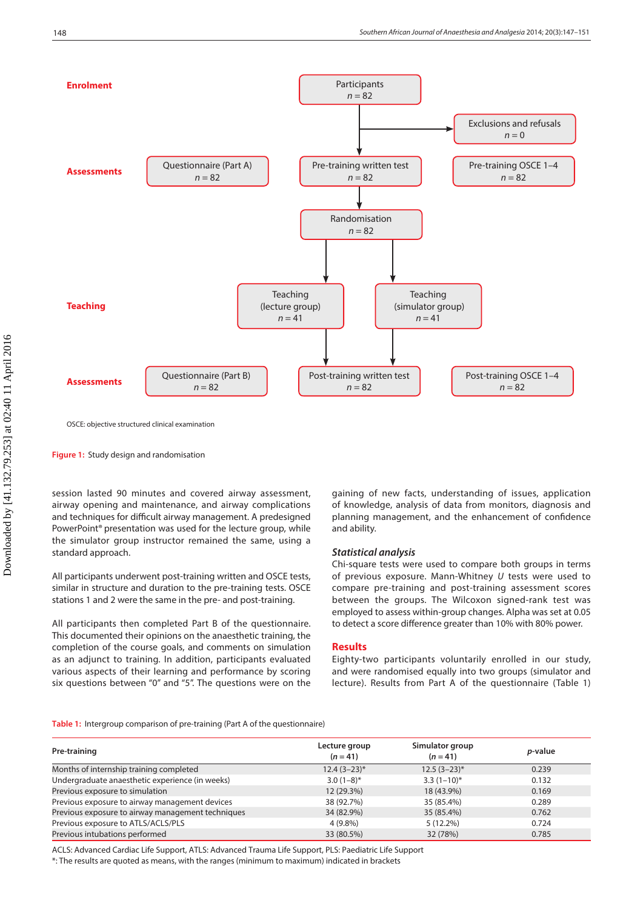Enrolment

Participants
$n = 82$

Exclusions and refusals
$n = 0$

Assessments

Questionnaire (Part A)
$n = 82$

Pre-training written test
$n = 82$

Pre-training OSCE 1–4
$n = 82$

Randomisation
$n = 82$

Teaching

Teaching
(lecture group)
$n = 41$

Teaching
(simulator group)
$n = 41$

Assessments

Questionnaire (Part B)
$n = 82$

Post-training written test
$n = 82$

Post-training OSCE 1–4
$n = 82$

OSCE: objective structured clinical examination

**Figure 1:** Study design and randomisation

session lasted 90 minutes and covered airway assessment, airway opening and maintenance, and airway complications and techniques for difficult airway management. A predesigned PowerPoint® presentation was used for the lecture group, while the simulator group instructor remained the same, using a standard approach.

All participants underwent post-training written and OSCE tests, similar in structure and duration to the pre-training tests. OSCE stations 1 and 2 were the same in the pre- and post-training.

All participants then completed Part B of the questionnaire. This documented their opinions on the anaesthetic training, the completion of the course goals, and comments on simulation as an adjunct to training. In addition, participants evaluated various aspects of their learning and performance by scoring six questions between "0" and "5". The questions were on the gaining of new facts, understanding of issues, application of knowledge, analysis of data from monitors, diagnosis and planning management, and the enhancement of confidence and ability.

### *Statistical analysis*

Chi-square tests were used to compare both groups in terms of previous exposure. Mann-Whitney *U* tests were used to compare pre-training and post-training assessment scores between the groups. The Wilcoxon signed-rank test was employed to assess within-group changes. Alpha was set at 0.05 to detect a score difference greater than 10% with 80% power.

## Results

Eighty-two participants voluntarily enrolled in our study, and were randomised equally into two groups (simulator and lecture). Results from Part A of the questionnaire (Table 1)

**Table 1:** Intergroup comparison of pre-training (Part A of the questionnaire)

| Pre-training | Lecture group ($n = 41$) | Simulator group ($n = 41$) | *p*-value |
|---|---|---|---|
| Months of internship training completed | 12.4 (3–23)* | 12.5 (3–23)* | 0.239 |
| Undergraduate anaesthetic experience (in weeks) | 3.0 (1–8)* | 3.3 (1–10)* | 0.132 |
| Previous exposure to simulation | 12 (29.3%) | 18 (43.9%) | 0.169 |
| Previous exposure to airway management devices | 38 (92.7%) | 35 (85.4%) | 0.289 |
| Previous exposure to airway management techniques | 34 (82.9%) | 35 (85.4%) | 0.762 |
| Previous exposure to ATLS/ACLS/PLS | 4 (9.8%) | 5 (12.2%) | 0.724 |
| Previous intubations performed | 33 (80.5%) | 32 (78%) | 0.785 |

ACLS: Advanced Cardiac Life Support, ATLS: Advanced Trauma Life Support, PLS: Paediatric Life Support
*: The results are quoted as means, with the ranges (minimum to maximum) indicated in brackets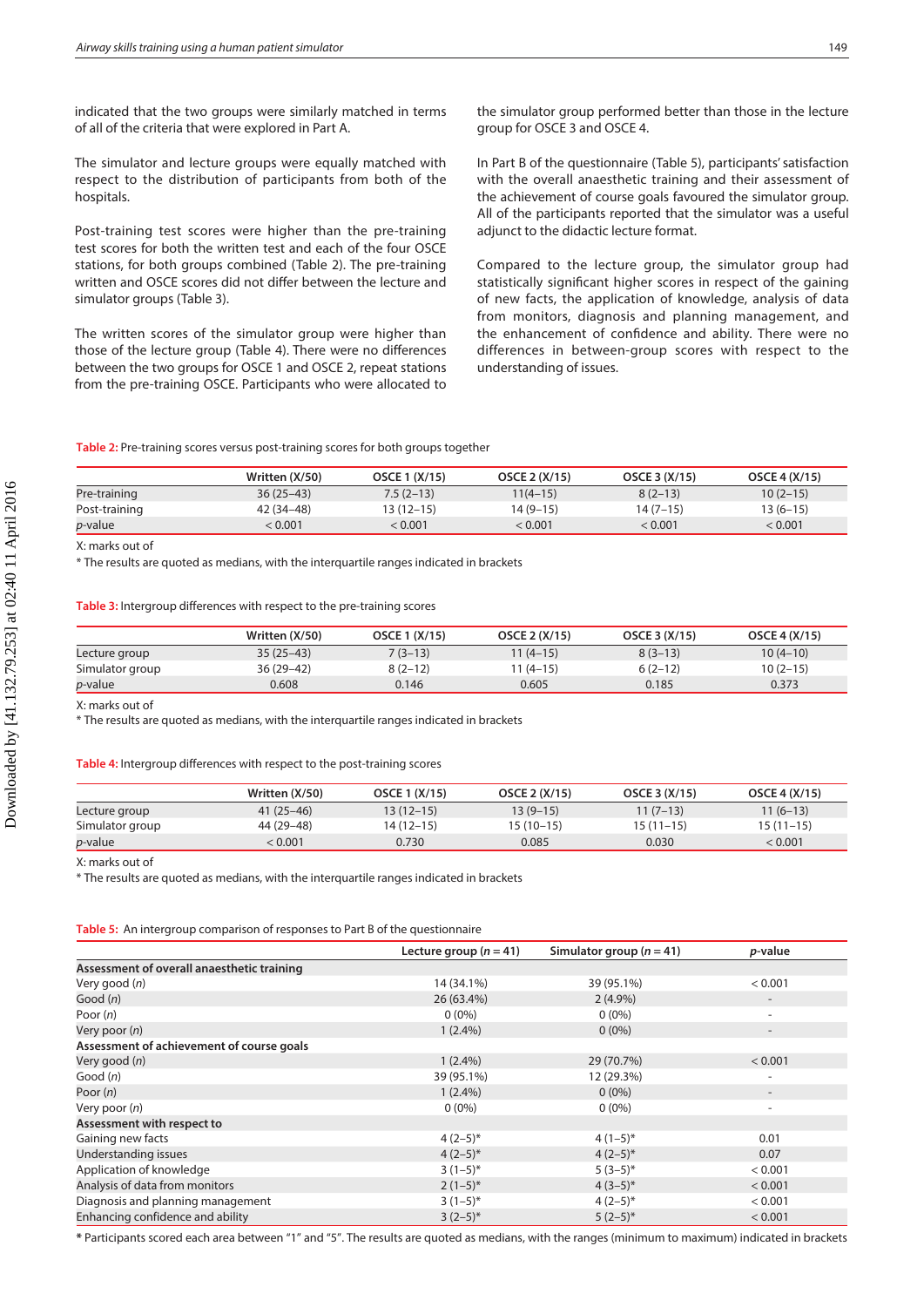indicated that the two groups were similarly matched in terms of all of the criteria that were explored in Part A.

The simulator and lecture groups were equally matched with respect to the distribution of participants from both of the hospitals.

Post-training test scores were higher than the pre-training test scores for both the written test and each of the four OSCE stations, for both groups combined (Table 2). The pre-training written and OSCE scores did not differ between the lecture and simulator groups (Table 3).

The written scores of the simulator group were higher than those of the lecture group (Table 4). There were no differences between the two groups for OSCE 1 and OSCE 2, repeat stations from the pre-training OSCE. Participants who were allocated to the simulator group performed better than those in the lecture group for OSCE 3 and OSCE 4.

In Part B of the questionnaire (Table 5), participants' satisfaction with the overall anaesthetic training and their assessment of the achievement of course goals favoured the simulator group. All of the participants reported that the simulator was a useful adjunct to the didactic lecture format.

Compared to the lecture group, the simulator group had statistically significant higher scores in respect of the gaining of new facts, the application of knowledge, analysis of data from monitors, diagnosis and planning management, and the enhancement of confidence and ability. There were no differences in between-group scores with respect to the understanding of issues.

**Table 2:** Pre-training scores versus post-training scores for both groups together

| | Written (X/50) | OSCE 1 (X/15) | OSCE 2 (X/15) | OSCE 3 (X/15) | OSCE 4 (X/15) |
|---|---|---|---|---|---|
| Pre-training | 36 (25–43) | 7.5 (2–13) | 11(4–15) | 8 (2–13) | 10 (2–15) |
| Post-training | 42 (34–48) | 13 (12–15) | 14 (9–15) | 14 (7–15) | 13 (6–15) |
| *p*-value | < 0.001 | < 0.001 | < 0.001 | < 0.001 | < 0.001 |

X: marks out of

* The results are quoted as medians, with the interquartile ranges indicated in brackets

**Table 3:** Intergroup differences with respect to the pre-training scores

| | Written (X/50) | OSCE 1 (X/15) | OSCE 2 (X/15) | OSCE 3 (X/15) | OSCE 4 (X/15) |
|---|---|---|---|---|---|
| Lecture group | 35 (25–43) | 7 (3–13) | 11 (4–15) | 8 (3–13) | 10 (4–10) |
| Simulator group | 36 (29–42) | 8 (2–12) | 11 (4–15) | 6 (2–12) | 10 (2–15) |
| *p*-value | 0.608 | 0.146 | 0.605 | 0.185 | 0.373 |

X: marks out of

* The results are quoted as medians, with the interquartile ranges indicated in brackets

**Table 4:** Intergroup differences with respect to the post-training scores

| | Written (X/50) | OSCE 1 (X/15) | OSCE 2 (X/15) | OSCE 3 (X/15) | OSCE 4 (X/15) |
|---|---|---|---|---|---|
| Lecture group | 41 (25–46) | 13 (12–15) | 13 (9–15) | 11 (7–13) | 11 (6–13) |
| Simulator group | 44 (29–48) | 14 (12–15) | 15 (10–15) | 15 (11–15) | 15 (11–15) |
| *p*-value | < 0.001 | 0.730 | 0.085 | 0.030 | < 0.001 |

X: marks out of

* The results are quoted as medians, with the interquartile ranges indicated in brackets

**Table 5:** An intergroup comparison of responses to Part B of the questionnaire

| | Lecture group (*n* = 41) | Simulator group (*n* = 41) | *p*-value |
|---|---|---|---|
| **Assessment of overall anaesthetic training** | | | |
| Very good (*n*) | 14 (34.1%) | 39 (95.1%) | < 0.001 |
| Good (*n*) | 26 (63.4%) | 2 (4.9%) | - |
| Poor (*n*) | 0 (0%) | 0 (0%) | - |
| Very poor (*n*) | 1 (2.4%) | 0 (0%) | - |
| **Assessment of achievement of course goals** | | | |
| Very good (*n*) | 1 (2.4%) | 29 (70.7%) | < 0.001 |
| Good (*n*) | 39 (95.1%) | 12 (29.3%) | - |
| Poor (*n*) | 1 (2.4%) | 0 (0%) | - |
| Very poor (*n*) | 0 (0%) | 0 (0%) | - |
| **Assessment with respect to** | | | |
| Gaining new facts | 4 (2–5)* | 4 (1–5)* | 0.01 |
| Understanding issues | 4 (2–5)* | 4 (2–5)* | 0.07 |
| Application of knowledge | 3 (1–5)* | 5 (3–5)* | < 0.001 |
| Analysis of data from monitors | 2 (1–5)* | 4 (3–5)* | < 0.001 |
| Diagnosis and planning management | 3 (1–5)* | 4 (2–5)* | < 0.001 |
| Enhancing confidence and ability | 3 (2–5)* | 5 (2–5)* | < 0.001 |

* Participants scored each area between "1" and "5". The results are quoted as medians, with the ranges (minimum to maximum) indicated in brackets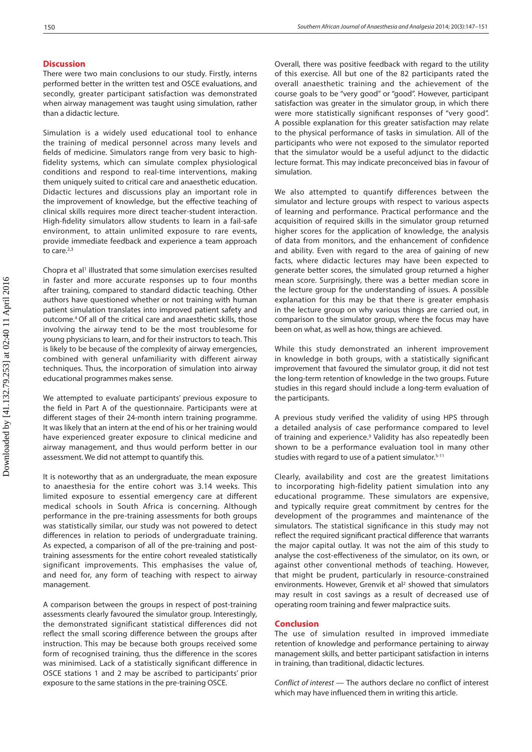## Discussion

There were two main conclusions to our study. Firstly, interns performed better in the written test and OSCE evaluations, and secondly, greater participant satisfaction was demonstrated when airway management was taught using simulation, rather than a didactic lecture.

Simulation is a widely used educational tool to enhance the training of medical personnel across many levels and fields of medicine. Simulators range from very basic to high-fidelity systems, which can simulate complex physiological conditions and respond to real-time interventions, making them uniquely suited to critical care and anaesthetic education. Didactic lectures and discussions play an important role in the improvement of knowledge, but the effective teaching of clinical skills requires more direct teacher-student interaction. High-fidelity simulators allow students to learn in a fail-safe environment, to attain unlimited exposure to rare events, provide immediate feedback and experience a team approach to care.[2,3]

Chopra et al[1] illustrated that some simulation exercises resulted in faster and more accurate responses up to four months after training, compared to standard didactic teaching. Other authors have questioned whether or not training with human patient simulation translates into improved patient safety and outcome.[4] Of all of the critical care and anaesthetic skills, those involving the airway tend to be the most troublesome for young physicians to learn, and for their instructors to teach. This is likely to be because of the complexity of airway emergencies, combined with general unfamiliarity with different airway techniques. Thus, the incorporation of simulation into airway educational programmes makes sense.

We attempted to evaluate participants' previous exposure to the field in Part A of the questionnaire. Participants were at different stages of their 24-month intern training programme. It was likely that an intern at the end of his or her training would have experienced greater exposure to clinical medicine and airway management, and thus would perform better in our assessment. We did not attempt to quantify this.

It is noteworthy that as an undergraduate, the mean exposure to anaesthesia for the entire cohort was 3.14 weeks. This limited exposure to essential emergency care at different medical schools in South Africa is concerning. Although performance in the pre-training assessments for both groups was statistically similar, our study was not powered to detect differences in relation to periods of undergraduate training. As expected, a comparison of all of the pre-training and post-training assessments for the entire cohort revealed statistically significant improvements. This emphasises the value of, and need for, any form of teaching with respect to airway management.

A comparison between the groups in respect of post-training assessments clearly favoured the simulator group. Interestingly, the demonstrated significant statistical differences did not reflect the small scoring difference between the groups after instruction. This may be because both groups received some form of recognised training, thus the difference in the scores was minimised. Lack of a statistically significant difference in OSCE stations 1 and 2 may be ascribed to participants' prior exposure to the same stations in the pre-training OSCE.

Overall, there was positive feedback with regard to the utility of this exercise. All but one of the 82 participants rated the overall anaesthetic training and the achievement of the course goals to be "very good" or "good". However, participant satisfaction was greater in the simulator group, in which there were more statistically significant responses of "very good". A possible explanation for this greater satisfaction may relate to the physical performance of tasks in simulation. All of the participants who were not exposed to the simulator reported that the simulator would be a useful adjunct to the didactic lecture format. This may indicate preconceived bias in favour of simulation.

We also attempted to quantify differences between the simulator and lecture groups with respect to various aspects of learning and performance. Practical performance and the acquisition of required skills in the simulator group returned higher scores for the application of knowledge, the analysis of data from monitors, and the enhancement of confidence and ability. Even with regard to the area of gaining of new facts, where didactic lectures may have been expected to generate better scores, the simulated group returned a higher mean score. Surprisingly, there was a better median score in the lecture group for the understanding of issues. A possible explanation for this may be that there is greater emphasis in the lecture group on why various things are carried out, in comparison to the simulator group, where the focus may have been on what, as well as how, things are achieved.

While this study demonstrated an inherent improvement in knowledge in both groups, with a statistically significant improvement that favoured the simulator group, it did not test the long-term retention of knowledge in the two groups. Future studies in this regard should include a long-term evaluation of the participants.

A previous study verified the validity of using HPS through a detailed analysis of case performance compared to level of training and experience.[9] Validity has also repeatedly been shown to be a performance evaluation tool in many other studies with regard to use of a patient simulator.[5-11]

Clearly, availability and cost are the greatest limitations to incorporating high-fidelity patient simulation into any educational programme. These simulators are expensive, and typically require great commitment by centres for the development of the programmes and maintenance of the simulators. The statistical significance in this study may not reflect the required significant practical difference that warrants the major capital outlay. It was not the aim of this study to analyse the cost-effectiveness of the simulator, on its own, or against other conventional methods of teaching. However, that might be prudent, particularly in resource-constrained environments. However, Grenvik et al[2] showed that simulators may result in cost savings as a result of decreased use of operating room training and fewer malpractice suits.

## Conclusion

The use of simulation resulted in improved immediate retention of knowledge and performance pertaining to airway management skills, and better participant satisfaction in interns in training, than traditional, didactic lectures.

*Conflict of interest* — The authors declare no conflict of interest which may have influenced them in writing this article.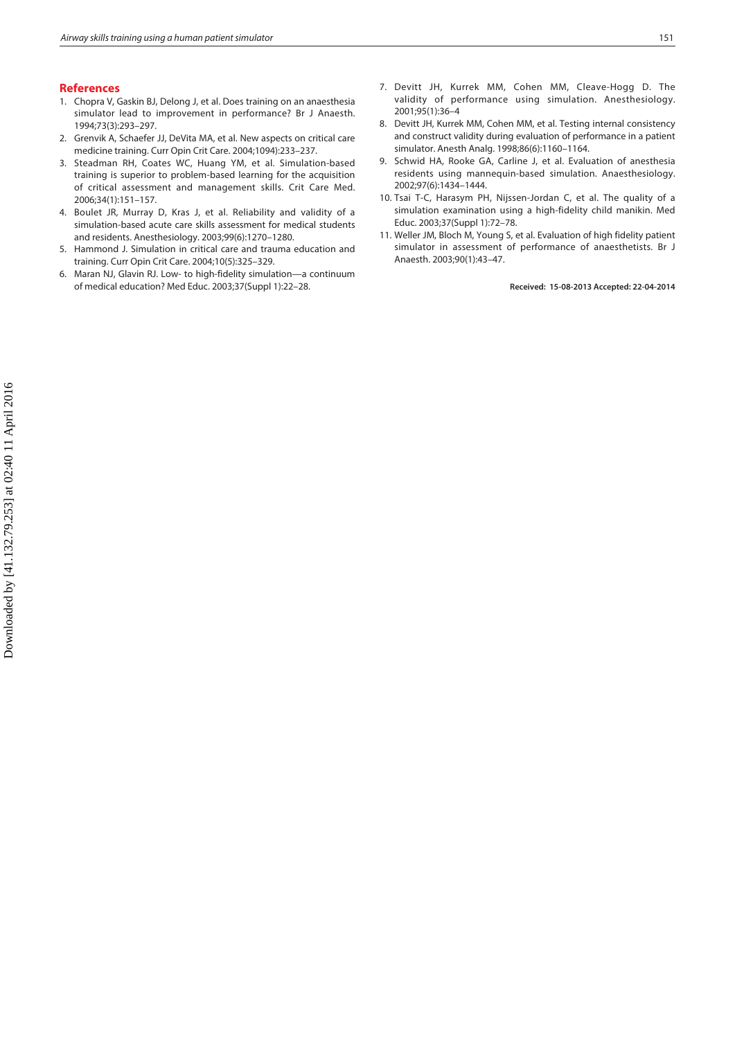## References

1. Chopra V, Gaskin BJ, Delong J, et al. Does training on an anaesthesia simulator lead to improvement in performance? Br J Anaesth. 1994;73(3):293–297.
2. Grenvik A, Schaefer JJ, DeVita MA, et al. New aspects on critical care medicine training. Curr Opin Crit Care. 2004;1094):233–237.
3. Steadman RH, Coates WC, Huang YM, et al. Simulation-based training is superior to problem-based learning for the acquisition of critical assessment and management skills. Crit Care Med. 2006;34(1):151–157.
4. Boulet JR, Murray D, Kras J, et al. Reliability and validity of a simulation-based acute care skills assessment for medical students and residents. Anesthesiology. 2003;99(6):1270–1280.
5. Hammond J. Simulation in critical care and trauma education and training. Curr Opin Crit Care. 2004;10(5):325–329.
6. Maran NJ, Glavin RJ. Low- to high-fidelity simulation—a continuum of medical education? Med Educ. 2003;37(Suppl 1):22–28.
7. Devitt JH, Kurrek MM, Cohen MM, Cleave-Hogg D. The validity of performance using simulation. Anesthesiology. 2001;95(1):36–4
8. Devitt JH, Kurrek MM, Cohen MM, et al. Testing internal consistency and construct validity during evaluation of performance in a patient simulator. Anesth Analg. 1998;86(6):1160–1164.
9. Schwid HA, Rooke GA, Carline J, et al. Evaluation of anesthesia residents using mannequin-based simulation. Anaesthesiology. 2002;97(6):1434–1444.
10. Tsai T-C, Harasym PH, Nijssen-Jordan C, et al. The quality of a simulation examination using a high-fidelity child manikin. Med Educ. 2003;37(Suppl 1):72–78.
11. Weller JM, Bloch M, Young S, et al. Evaluation of high fidelity patient simulator in assessment of performance of anaesthetists. Br J Anaesth. 2003;90(1):43–47.

**Received: 15-08-2013 Accepted: 22-04-2014**